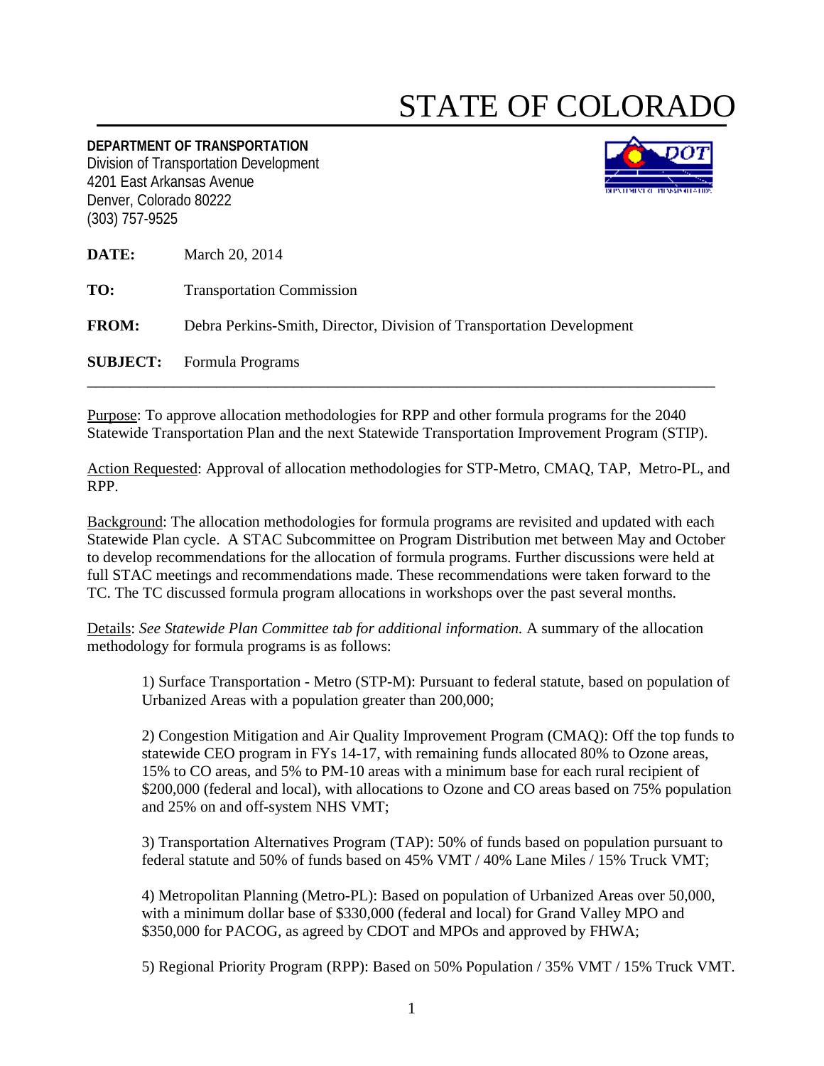# STATE OF COLORADO

**DEPARTMENT OF TRANSPORTATION**
Division of Transportation Development
4201 East Arkansas Avenue
Denver, Colorado 80222
(303) 757-9525

**DATE:** March 20, 2014

**TO:** Transportation Commission

**FROM:** Debra Perkins-Smith, Director, Division of Transportation Development

**SUBJECT:** Formula Programs

---

Purpose: To approve allocation methodologies for RPP and other formula programs for the 2040 Statewide Transportation Plan and the next Statewide Transportation Improvement Program (STIP).

Action Requested: Approval of allocation methodologies for STP-Metro, CMAQ, TAP, Metro-PL, and RPP.

Background: The allocation methodologies for formula programs are revisited and updated with each Statewide Plan cycle. A STAC Subcommittee on Program Distribution met between May and October to develop recommendations for the allocation of formula programs. Further discussions were held at full STAC meetings and recommendations made. These recommendations were taken forward to the TC. The TC discussed formula program allocations in workshops over the past several months.

Details: *See Statewide Plan Committee tab for additional information.* A summary of the allocation methodology for formula programs is as follows:

1) Surface Transportation - Metro (STP-M): Pursuant to federal statute, based on population of Urbanized Areas with a population greater than 200,000;

2) Congestion Mitigation and Air Quality Improvement Program (CMAQ): Off the top funds to statewide CEO program in FYs 14-17, with remaining funds allocated 80% to Ozone areas, 15% to CO areas, and 5% to PM-10 areas with a minimum base for each rural recipient of $200,000 (federal and local), with allocations to Ozone and CO areas based on 75% population and 25% on and off-system NHS VMT;

3) Transportation Alternatives Program (TAP): 50% of funds based on population pursuant to federal statute and 50% of funds based on 45% VMT / 40% Lane Miles / 15% Truck VMT;

4) Metropolitan Planning (Metro-PL): Based on population of Urbanized Areas over 50,000, with a minimum dollar base of $330,000 (federal and local) for Grand Valley MPO and $350,000 for PACOG, as agreed by CDOT and MPOs and approved by FHWA;

5) Regional Priority Program (RPP): Based on 50% Population / 35% VMT / 15% Truck VMT.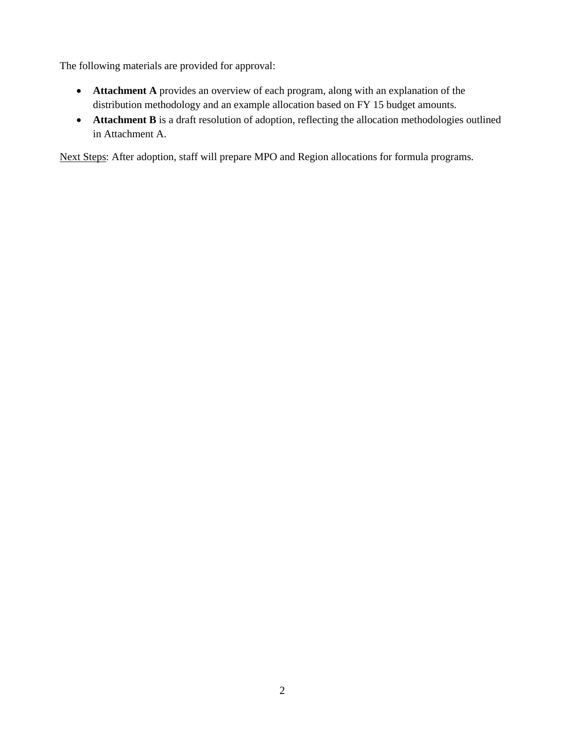The following materials are provided for approval:

- **Attachment A** provides an overview of each program, along with an explanation of the distribution methodology and an example allocation based on FY 15 budget amounts.
- **Attachment B** is a draft resolution of adoption, reflecting the allocation methodologies outlined in Attachment A.

<u>Next Steps</u>: After adoption, staff will prepare MPO and Region allocations for formula programs.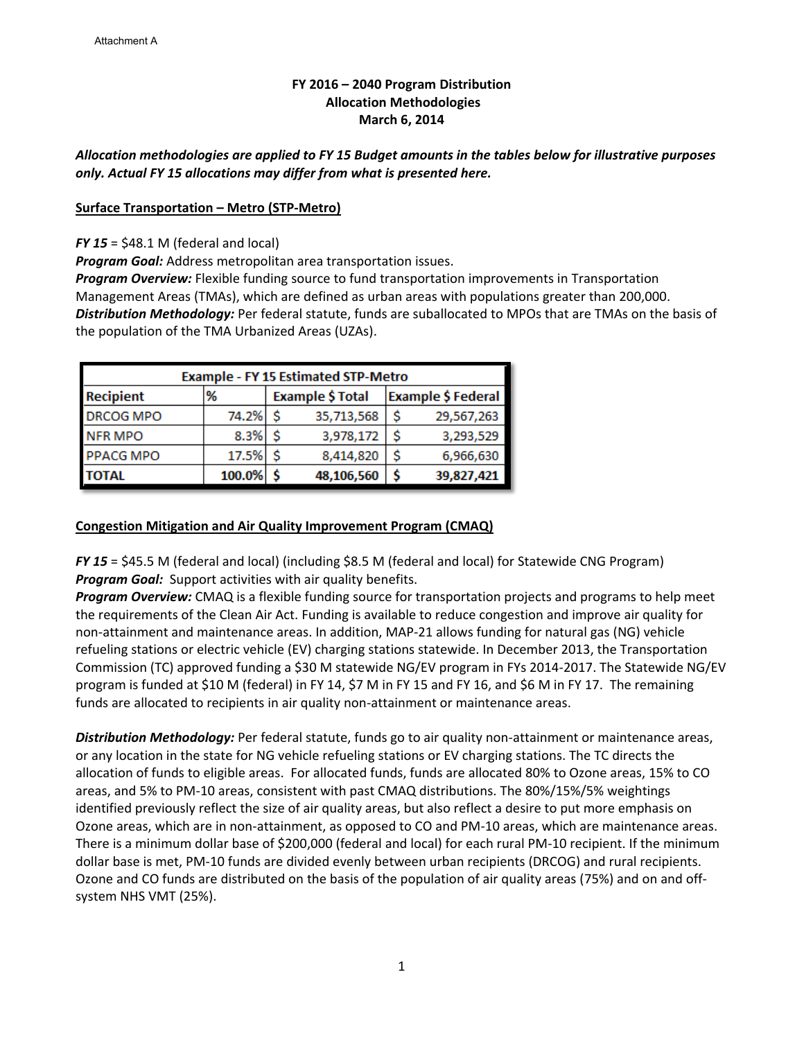Attachment A

**FY 2016 – 2040 Program Distribution**
**Allocation Methodologies**
**March 6, 2014**

***Allocation methodologies are applied to FY 15 Budget amounts in the tables below for illustrative purposes only. Actual FY 15 allocations may differ from what is presented here.***

**Surface Transportation – Metro (STP-Metro)**

***FY 15*** = $48.1 M (federal and local)
***Program Goal:*** Address metropolitan area transportation issues.
***Program Overview:*** Flexible funding source to fund transportation improvements in Transportation Management Areas (TMAs), which are defined as urban areas with populations greater than 200,000.
***Distribution Methodology:*** Per federal statute, funds are suballocated to MPOs that are TMAs on the basis of the population of the TMA Urbanized Areas (UZAs).

| Example - FY 15 Estimated STP-Metro | | | |
|---|---|---|---|
| **Recipient** | **%** | **Example $ Total** | **Example $ Federal** |
| DRCOG MPO | 74.2% | $ 35,713,568 | $ 29,567,263 |
| NFR MPO | 8.3% | $ 3,978,172 | $ 3,293,529 |
| PPACG MPO | 17.5% | $ 8,414,820 | $ 6,966,630 |
| **TOTAL** | **100.0%** | **$ 48,106,560** | **$ 39,827,421** |

**Congestion Mitigation and Air Quality Improvement Program (CMAQ)**

***FY 15*** = $45.5 M (federal and local) (including $8.5 M (federal and local) for Statewide CNG Program)
***Program Goal:*** Support activities with air quality benefits.
***Program Overview:*** CMAQ is a flexible funding source for transportation projects and programs to help meet the requirements of the Clean Air Act. Funding is available to reduce congestion and improve air quality for non-attainment and maintenance areas. In addition, MAP-21 allows funding for natural gas (NG) vehicle refueling stations or electric vehicle (EV) charging stations statewide. In December 2013, the Transportation Commission (TC) approved funding a $30 M statewide NG/EV program in FYs 2014-2017. The Statewide NG/EV program is funded at $10 M (federal) in FY 14, $7 M in FY 15 and FY 16, and $6 M in FY 17. The remaining funds are allocated to recipients in air quality non-attainment or maintenance areas.

***Distribution Methodology:*** Per federal statute, funds go to air quality non-attainment or maintenance areas, or any location in the state for NG vehicle refueling stations or EV charging stations. The TC directs the allocation of funds to eligible areas. For allocated funds, funds are allocated 80% to Ozone areas, 15% to CO areas, and 5% to PM-10 areas, consistent with past CMAQ distributions. The 80%/15%/5% weightings identified previously reflect the size of air quality areas, but also reflect a desire to put more emphasis on Ozone areas, which are in non-attainment, as opposed to CO and PM-10 areas, which are maintenance areas. There is a minimum dollar base of $200,000 (federal and local) for each rural PM-10 recipient. If the minimum dollar base is met, PM-10 funds are divided evenly between urban recipients (DRCOG) and rural recipients. Ozone and CO funds are distributed on the basis of the population of air quality areas (75%) and on and off-system NHS VMT (25%).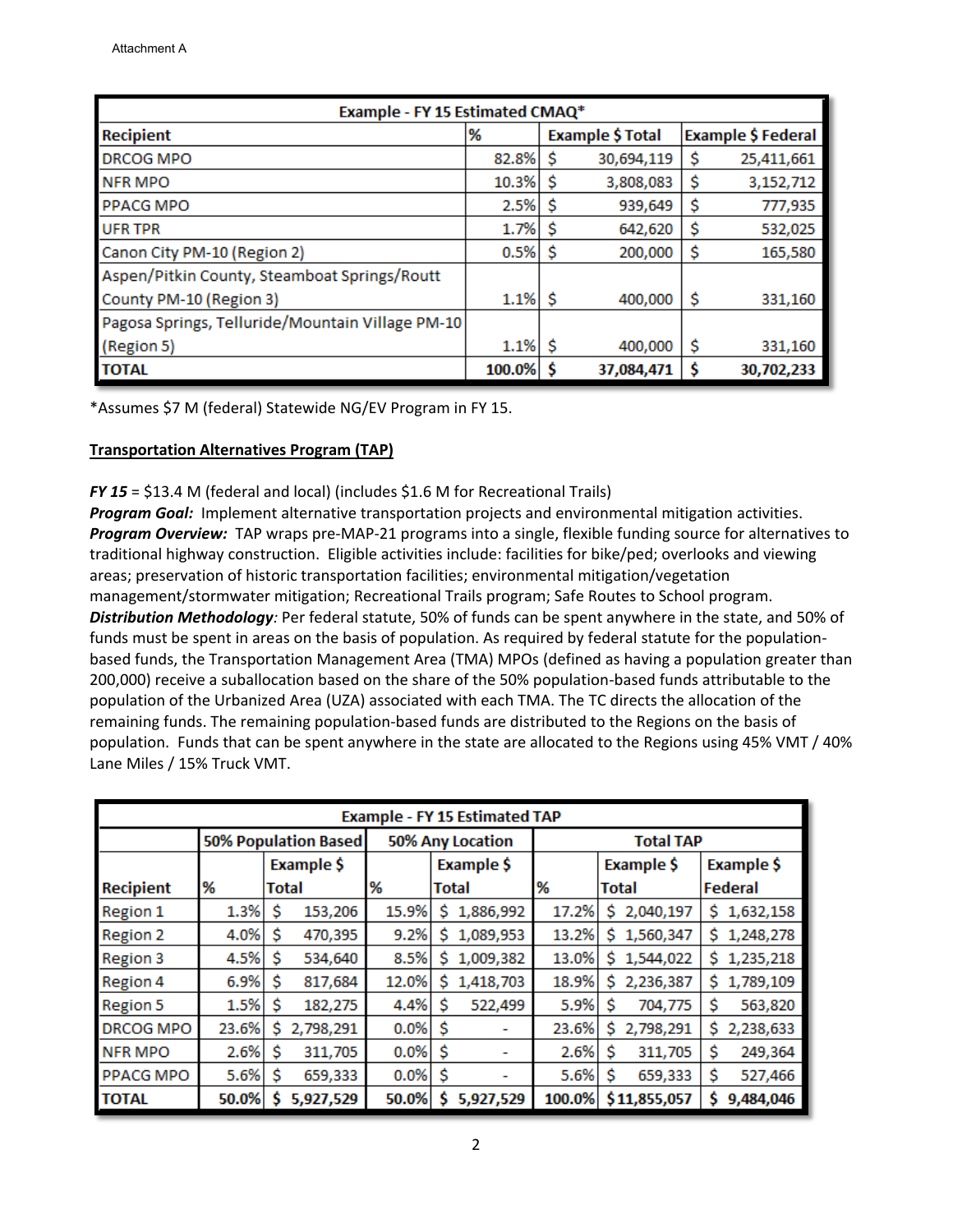Attachment A

| Example - FY 15 Estimated CMAQ* | | | |
|---|---|---|---|
| **Recipient** | **%** | **Example $ Total** | **Example $ Federal** |
| DRCOG MPO | 82.8% | $ 30,694,119 | $ 25,411,661 |
| NFR MPO | 10.3% | $ 3,808,083 | $ 3,152,712 |
| PPACG MPO | 2.5% | $ 939,649 | $ 777,935 |
| UFR TPR | 1.7% | $ 642,620 | $ 532,025 |
| Canon City PM-10 (Region 2) | 0.5% | $ 200,000 | $ 165,580 |
| Aspen/Pitkin County, Steamboat Springs/Routt County PM-10 (Region 3) | 1.1% | $ 400,000 | $ 331,160 |
| Pagosa Springs, Telluride/Mountain Village PM-10 (Region 5) | 1.1% | $ 400,000 | $ 331,160 |
| **TOTAL** | **100.0%** | **$ 37,084,471** | **$ 30,702,233** |

*Assumes $7 M (federal) Statewide NG/EV Program in FY 15.

**Transportation Alternatives Program (TAP)**

***FY 15*** = $13.4 M (federal and local) (includes $1.6 M for Recreational Trails)
***Program Goal:*** Implement alternative transportation projects and environmental mitigation activities.
***Program Overview:*** TAP wraps pre-MAP-21 programs into a single, flexible funding source for alternatives to traditional highway construction. Eligible activities include: facilities for bike/ped; overlooks and viewing areas; preservation of historic transportation facilities; environmental mitigation/vegetation management/stormwater mitigation; Recreational Trails program; Safe Routes to School program.
***Distribution Methodology:*** Per federal statute, 50% of funds can be spent anywhere in the state, and 50% of funds must be spent in areas on the basis of population. As required by federal statute for the population-based funds, the Transportation Management Area (TMA) MPOs (defined as having a population greater than 200,000) receive a suballocation based on the share of the 50% population-based funds attributable to the population of the Urbanized Area (UZA) associated with each TMA. The TC directs the allocation of the remaining funds. The remaining population-based funds are distributed to the Regions on the basis of population. Funds that can be spent anywhere in the state are allocated to the Regions using 45% VMT / 40% Lane Miles / 15% Truck VMT.

| Example - FY 15 Estimated TAP | | | | | | | |
|---|---|---|---|---|---|---|---|
| | **50% Population Based** | | **50% Any Location** | | **Total TAP** | | |
| **Recipient** | **%** | **Example $ Total** | **%** | **Example $ Total** | **%** | **Example $ Total** | **Example $ Federal** |
| Region 1 | 1.3% | $ 153,206 | 15.9% | $ 1,886,992 | 17.2% | $ 2,040,197 | $ 1,632,158 |
| Region 2 | 4.0% | $ 470,395 | 9.2% | $ 1,089,953 | 13.2% | $ 1,560,347 | $ 1,248,278 |
| Region 3 | 4.5% | $ 534,640 | 8.5% | $ 1,009,382 | 13.0% | $ 1,544,022 | $ 1,235,218 |
| Region 4 | 6.9% | $ 817,684 | 12.0% | $ 1,418,703 | 18.9% | $ 2,236,387 | $ 1,789,109 |
| Region 5 | 1.5% | $ 182,275 | 4.4% | $ 522,499 | 5.9% | $ 704,775 | $ 563,820 |
| DRCOG MPO | 23.6% | $ 2,798,291 | 0.0% | $ - | 23.6% | $ 2,798,291 | $ 2,238,633 |
| NFR MPO | 2.6% | $ 311,705 | 0.0% | $ - | 2.6% | $ 311,705 | $ 249,364 |
| PPACG MPO | 5.6% | $ 659,333 | 0.0% | $ - | 5.6% | $ 659,333 | $ 527,466 |
| **TOTAL** | **50.0%** | **$ 5,927,529** | **50.0%** | **$ 5,927,529** | **100.0%** | **$11,855,057** | **$ 9,484,046** |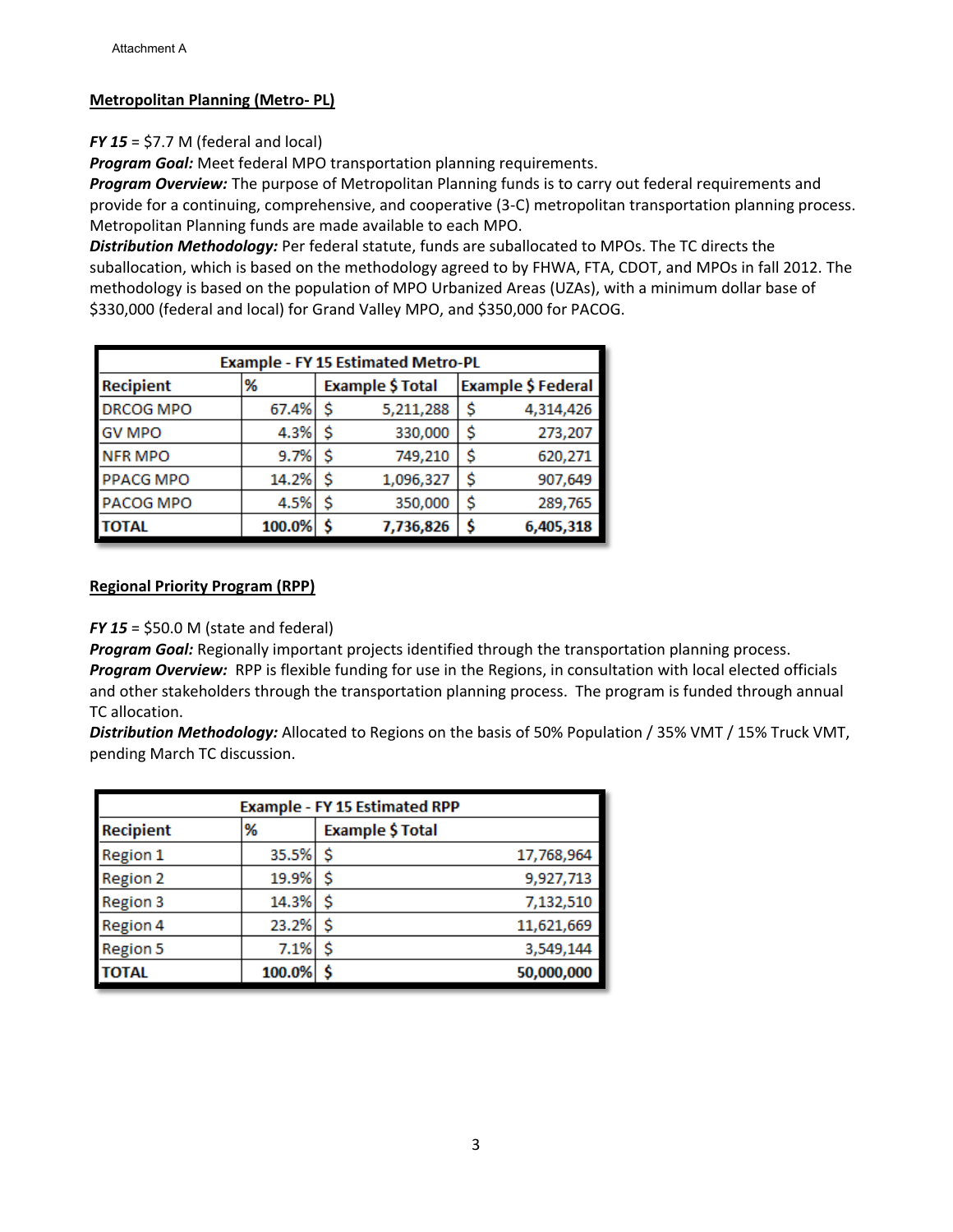Attachment A

**Metropolitan Planning (Metro- PL)**

***FY 15*** = $7.7 M (federal and local)
***Program Goal:*** Meet federal MPO transportation planning requirements.
***Program Overview:*** The purpose of Metropolitan Planning funds is to carry out federal requirements and provide for a continuing, comprehensive, and cooperative (3-C) metropolitan transportation planning process. Metropolitan Planning funds are made available to each MPO.
***Distribution Methodology:*** Per federal statute, funds are suballocated to MPOs. The TC directs the suballocation, which is based on the methodology agreed to by FHWA, FTA, CDOT, and MPOs in fall 2012. The methodology is based on the population of MPO Urbanized Areas (UZAs), with a minimum dollar base of $330,000 (federal and local) for Grand Valley MPO, and $350,000 for PACOG.

| Example - FY 15 Estimated Metro-PL | | | |
|---|---|---|---|
| **Recipient** | **%** | **Example $ Total** | **Example $ Federal** |
| DRCOG MPO | 67.4% | $ 5,211,288 | $ 4,314,426 |
| GV MPO | 4.3% | $ 330,000 | $ 273,207 |
| NFR MPO | 9.7% | $ 749,210 | $ 620,271 |
| PPACG MPO | 14.2% | $ 1,096,327 | $ 907,649 |
| PACOG MPO | 4.5% | $ 350,000 | $ 289,765 |
| **TOTAL** | **100.0%** | **$ 7,736,826** | **$ 6,405,318** |

**Regional Priority Program (RPP)**

***FY 15*** = $50.0 M (state and federal)
***Program Goal:*** Regionally important projects identified through the transportation planning process.
***Program Overview:*** RPP is flexible funding for use in the Regions, in consultation with local elected officials and other stakeholders through the transportation planning process. The program is funded through annual TC allocation.
***Distribution Methodology:*** Allocated to Regions on the basis of 50% Population / 35% VMT / 15% Truck VMT, pending March TC discussion.

| Example - FY 15 Estimated RPP | | |
|---|---|---|
| **Recipient** | **%** | **Example $ Total** |
| Region 1 | 35.5% | $ 17,768,964 |
| Region 2 | 19.9% | $ 9,927,713 |
| Region 3 | 14.3% | $ 7,132,510 |
| Region 4 | 23.2% | $ 11,621,669 |
| Region 5 | 7.1% | $ 3,549,144 |
| **TOTAL** | **100.0%** | **$ 50,000,000** |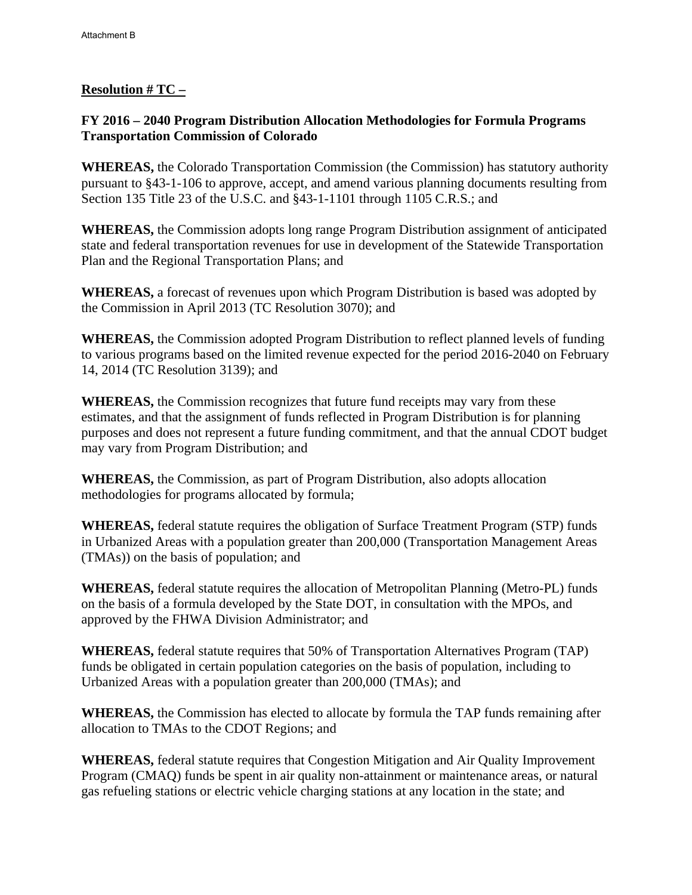Attachment B

**Resolution # TC –**

**FY 2016 – 2040 Program Distribution Allocation Methodologies for Formula Programs Transportation Commission of Colorado**

**WHEREAS,** the Colorado Transportation Commission (the Commission) has statutory authority pursuant to §43-1-106 to approve, accept, and amend various planning documents resulting from Section 135 Title 23 of the U.S.C. and §43-1-1101 through 1105 C.R.S.; and

**WHEREAS,** the Commission adopts long range Program Distribution assignment of anticipated state and federal transportation revenues for use in development of the Statewide Transportation Plan and the Regional Transportation Plans; and

**WHEREAS,** a forecast of revenues upon which Program Distribution is based was adopted by the Commission in April 2013 (TC Resolution 3070); and

**WHEREAS,** the Commission adopted Program Distribution to reflect planned levels of funding to various programs based on the limited revenue expected for the period 2016-2040 on February 14, 2014 (TC Resolution 3139); and

**WHEREAS,** the Commission recognizes that future fund receipts may vary from these estimates, and that the assignment of funds reflected in Program Distribution is for planning purposes and does not represent a future funding commitment, and that the annual CDOT budget may vary from Program Distribution; and

**WHEREAS,** the Commission, as part of Program Distribution, also adopts allocation methodologies for programs allocated by formula;

**WHEREAS,** federal statute requires the obligation of Surface Treatment Program (STP) funds in Urbanized Areas with a population greater than 200,000 (Transportation Management Areas (TMAs)) on the basis of population; and

**WHEREAS,** federal statute requires the allocation of Metropolitan Planning (Metro-PL) funds on the basis of a formula developed by the State DOT, in consultation with the MPOs, and approved by the FHWA Division Administrator; and

**WHEREAS,** federal statute requires that 50% of Transportation Alternatives Program (TAP) funds be obligated in certain population categories on the basis of population, including to Urbanized Areas with a population greater than 200,000 (TMAs); and

**WHEREAS,** the Commission has elected to allocate by formula the TAP funds remaining after allocation to TMAs to the CDOT Regions; and

**WHEREAS,** federal statute requires that Congestion Mitigation and Air Quality Improvement Program (CMAQ) funds be spent in air quality non-attainment or maintenance areas, or natural gas refueling stations or electric vehicle charging stations at any location in the state; and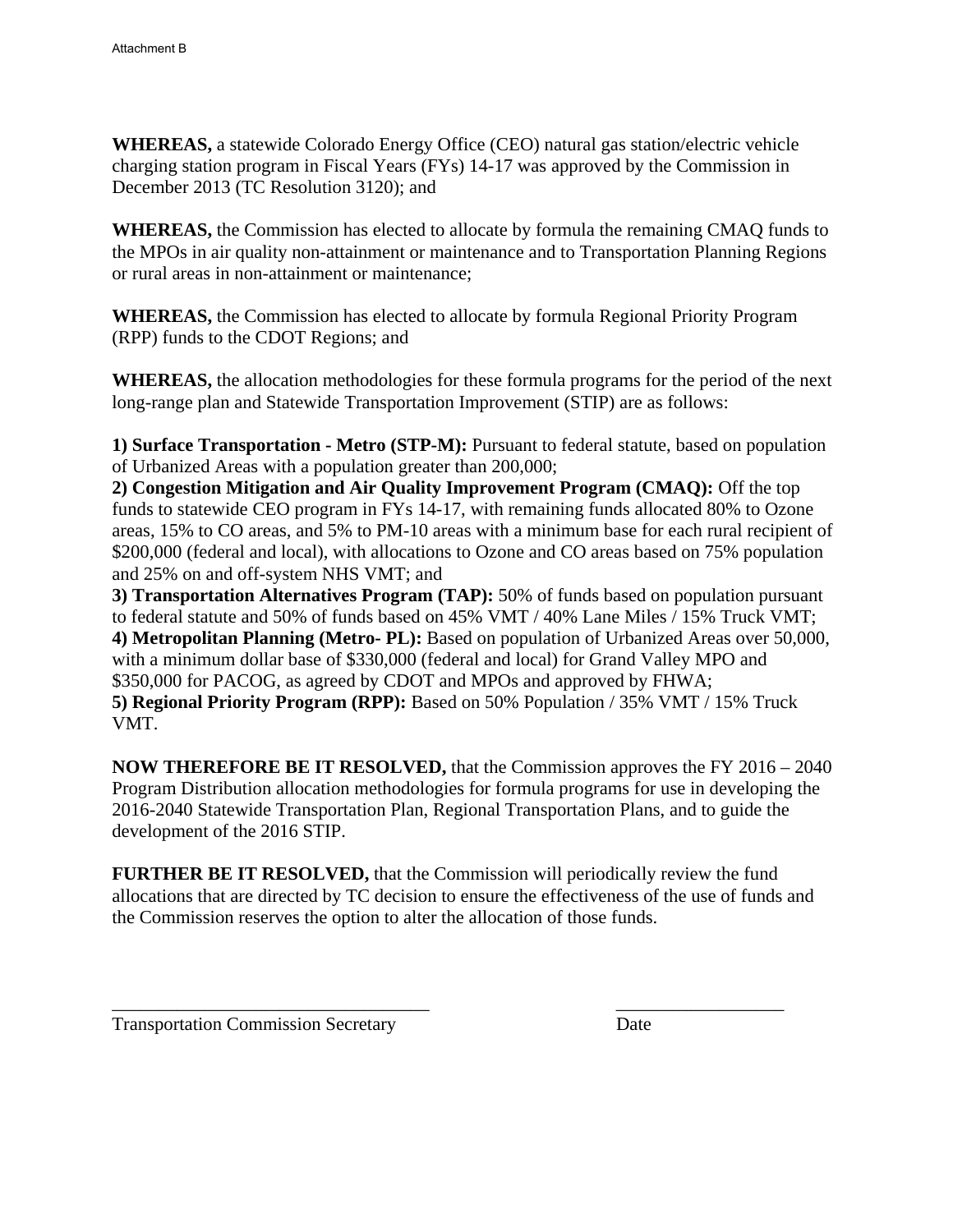Attachment B

**WHEREAS,** a statewide Colorado Energy Office (CEO) natural gas station/electric vehicle charging station program in Fiscal Years (FYs) 14-17 was approved by the Commission in December 2013 (TC Resolution 3120); and

**WHEREAS,** the Commission has elected to allocate by formula the remaining CMAQ funds to the MPOs in air quality non-attainment or maintenance and to Transportation Planning Regions or rural areas in non-attainment or maintenance;

**WHEREAS,** the Commission has elected to allocate by formula Regional Priority Program (RPP) funds to the CDOT Regions; and

**WHEREAS,** the allocation methodologies for these formula programs for the period of the next long-range plan and Statewide Transportation Improvement (STIP) are as follows:

**1) Surface Transportation - Metro (STP-M):** Pursuant to federal statute, based on population of Urbanized Areas with a population greater than 200,000;
**2) Congestion Mitigation and Air Quality Improvement Program (CMAQ):** Off the top funds to statewide CEO program in FYs 14-17, with remaining funds allocated 80% to Ozone areas, 15% to CO areas, and 5% to PM-10 areas with a minimum base for each rural recipient of $200,000 (federal and local), with allocations to Ozone and CO areas based on 75% population and 25% on and off-system NHS VMT; and
**3) Transportation Alternatives Program (TAP):** 50% of funds based on population pursuant to federal statute and 50% of funds based on 45% VMT / 40% Lane Miles / 15% Truck VMT;
**4) Metropolitan Planning (Metro- PL):** Based on population of Urbanized Areas over 50,000, with a minimum dollar base of $330,000 (federal and local) for Grand Valley MPO and $350,000 for PACOG, as agreed by CDOT and MPOs and approved by FHWA;
**5) Regional Priority Program (RPP):** Based on 50% Population / 35% VMT / 15% Truck VMT.

**NOW THEREFORE BE IT RESOLVED,** that the Commission approves the FY 2016 – 2040 Program Distribution allocation methodologies for formula programs for use in developing the 2016-2040 Statewide Transportation Plan, Regional Transportation Plans, and to guide the development of the 2016 STIP.

**FURTHER BE IT RESOLVED,** that the Commission will periodically review the fund allocations that are directed by TC decision to ensure the effectiveness of the use of funds and the Commission reserves the option to alter the allocation of those funds.

\_\_\_\_\_\_\_\_\_\_\_\_\_\_\_\_\_\_\_\_\_\_\_\_\_\_\_\_\_\_\_\_\_\_ \_\_\_\_\_\_\_\_\_\_\_\_\_\_\_\_\_\_

Transportation Commission Secretary Date